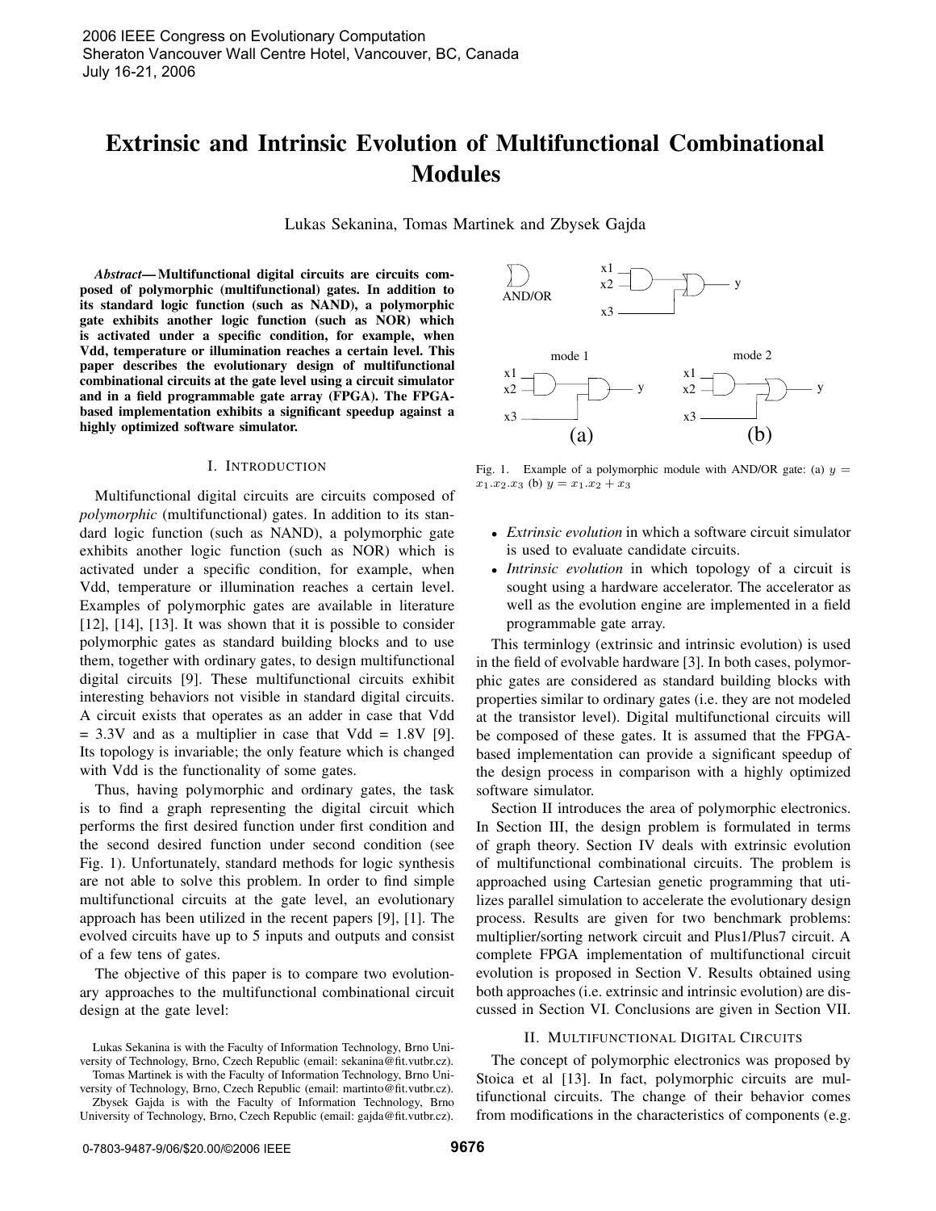# Extrinsic and Intrinsic Evolution of Multifunctional Combinational Modules

Lukas Sekanina, Tomas Martinek and Zbysek Gajda

***Abstract*— Multifunctional digital circuits are circuits composed of polymorphic (multifunctional) gates. In addition to its standard logic function (such as NAND), a polymorphic gate exhibits another logic function (such as NOR) which is activated under a specific condition, for example, when Vdd, temperature or illumination reaches a certain level. This paper describes the evolutionary design of multifunctional combinational circuits at the gate level using a circuit simulator and in a field programmable gate array (FPGA). The FPGA-based implementation exhibits a significant speedup against a highly optimized software simulator.**

## I. Introduction

Multifunctional digital circuits are circuits composed of *polymorphic* (multifunctional) gates. In addition to its standard logic function (such as NAND), a polymorphic gate exhibits another logic function (such as NOR) which is activated under a specific condition, for example, when Vdd, temperature or illumination reaches a certain level. Examples of polymorphic gates are available in literature [12], [14], [13]. It was shown that it is possible to consider polymorphic gates as standard building blocks and to use them, together with ordinary gates, to design multifunctional digital circuits [9]. These multifunctional circuits exhibit interesting behaviors not visible in standard digital circuits. A circuit exists that operates as an adder in case that Vdd = 3.3V and as a multiplier in case that Vdd = 1.8V [9]. Its topology is invariable; the only feature which is changed with Vdd is the functionality of some gates.

Thus, having polymorphic and ordinary gates, the task is to find a graph representing the digital circuit which performs the first desired function under first condition and the second desired function under second condition (see Fig. 1). Unfortunately, standard methods for logic synthesis are not able to solve this problem. In order to find simple multifunctional circuits at the gate level, an evolutionary approach has been utilized in the recent papers [9], [1]. The evolved circuits have up to 5 inputs and outputs and consist of a few tens of gates.

The objective of this paper is to compare two evolutionary approaches to the multifunctional combinational circuit design at the gate level:

Fig. 1. Example of a polymorphic module with AND/OR gate: (a) $y = x_1.x_2.x_3$ (b) $y = x_1.x_2 + x_3$

- *Extrinsic evolution* in which a software circuit simulator is used to evaluate candidate circuits.
- *Intrinsic evolution* in which topology of a circuit is sought using a hardware accelerator. The accelerator as well as the evolution engine are implemented in a field programmable gate array.

This terminology (extrinsic and intrinsic evolution) is used in the field of evolvable hardware [3]. In both cases, polymorphic gates are considered as standard building blocks with properties similar to ordinary gates (i.e. they are not modeled at the transistor level). Digital multifunctional circuits will be composed of these gates. It is assumed that the FPGA-based implementation can provide a significant speedup of the design process in comparison with a highly optimized software simulator.

Section II introduces the area of polymorphic electronics. In Section III, the design problem is formulated in terms of graph theory. Section IV deals with extrinsic evolution of multifunctional combinational circuits. The problem is approached using Cartesian genetic programming that utilizes parallel simulation to accelerate the evolutionary design process. Results are given for two benchmark problems: multiplier/sorting network circuit and Plus1/Plus7 circuit. A complete FPGA implementation of multifunctional circuit evolution is proposed in Section V. Results obtained using both approaches (i.e. extrinsic and intrinsic evolution) are discussed in Section VI. Conclusions are given in Section VII.

## II. Multifunctional Digital Circuits

The concept of polymorphic electronics was proposed by Stoica et al [13]. In fact, polymorphic circuits are multifunctional circuits. The change of their behavior comes from modifications in the characteristics of components (e.g.

Lukas Sekanina is with the Faculty of Information Technology, Brno University of Technology, Brno, Czech Republic (email: sekanina@fit.vutbr.cz).
Tomas Martinek is with the Faculty of Information Technology, Brno University of Technology, Brno, Czech Republic (email: martinto@fit.vutbr.cz).
Zbysek Gajda is with the Faculty of Information Technology, Brno University of Technology, Brno, Czech Republic (email: gajda@fit.vutbr.cz).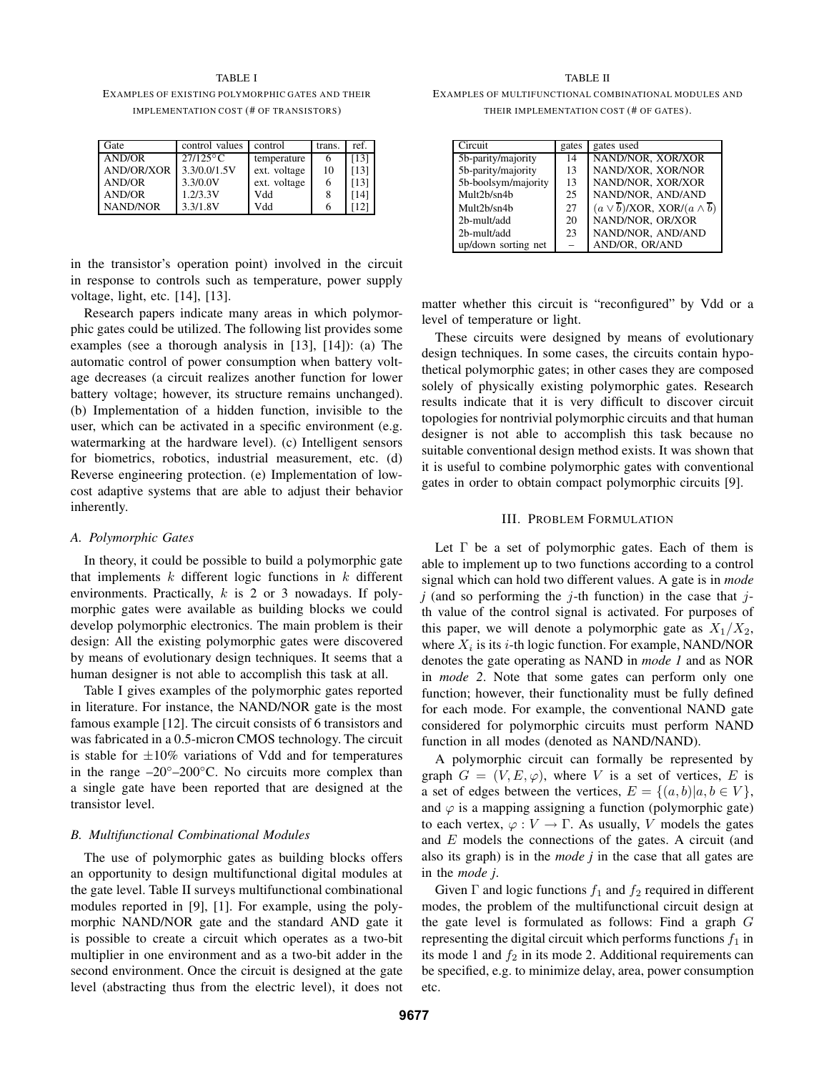TABLE I

EXAMPLES OF EXISTING POLYMORPHIC GATES AND THEIR IMPLEMENTATION COST (# OF TRANSISTORS)

| Gate | control values | control | trans. | ref. |
|---|---|---|---|---|
| AND/OR | 27/125°C | temperature | 6 | [13] |
| AND/OR/XOR | 3.3/0.0/1.5V | ext. voltage | 10 | [13] |
| AND/OR | 3.3/0.0V | ext. voltage | 6 | [13] |
| AND/OR | 1.2/3.3V | Vdd | 8 | [14] |
| NAND/NOR | 3.3/1.8V | Vdd | 6 | [12] |

in the transistor's operation point) involved in the circuit in response to controls such as temperature, power supply voltage, light, etc. [14], [13].

Research papers indicate many areas in which polymorphic gates could be utilized. The following list provides some examples (see a thorough analysis in [13], [14]): (a) The automatic control of power consumption when battery voltage decreases (a circuit realizes another function for lower battery voltage; however, its structure remains unchanged). (b) Implementation of a hidden function, invisible to the user, which can be activated in a specific environment (e.g. watermarking at the hardware level). (c) Intelligent sensors for biometrics, robotics, industrial measurement, etc. (d) Reverse engineering protection. (e) Implementation of low-cost adaptive systems that are able to adjust their behavior inherently.

### *A. Polymorphic Gates*

In theory, it could be possible to build a polymorphic gate that implements $k$ different logic functions in $k$ different environments. Practically, $k$ is 2 or 3 nowadays. If polymorphic gates were available as building blocks we could develop polymorphic electronics. The main problem is their design: All the existing polymorphic gates were discovered by means of evolutionary design techniques. It seems that a human designer is not able to accomplish this task at all.

Table I gives examples of the polymorphic gates reported in literature. For instance, the NAND/NOR gate is the most famous example [12]. The circuit consists of 6 transistors and was fabricated in a 0.5-micron CMOS technology. The circuit is stable for $\pm 10\%$ variations of Vdd and for temperatures in the range –20°–200°C. No circuits more complex than a single gate have been reported that are designed at the transistor level.

### *B. Multifunctional Combinational Modules*

The use of polymorphic gates as building blocks offers an opportunity to design multifunctional digital modules at the gate level. Table II surveys multifunctional combinational modules reported in [9], [1]. For example, using the polymorphic NAND/NOR gate and the standard AND gate it is possible to create a circuit which operates as a two-bit multiplier in one environment and as a two-bit adder in the second environment. Once the circuit is designed at the gate level (abstracting thus from the electric level), it does not matter whether this circuit is "reconfigured" by Vdd or a level of temperature or light.

TABLE II

EXAMPLES OF MULTIFUNCTIONAL COMBINATIONAL MODULES AND THEIR IMPLEMENTATION COST (# OF GATES).

| Circuit | gates | gates used |
|---|---|---|
| 5b-parity/majority | 14 | NAND/NOR, XOR/XOR |
| 5b-parity/majority | 13 | NAND/XOR, XOR/NOR |
| 5b-boolsym/majority | 13 | NAND/NOR, XOR/XOR |
| Mult2b/sn4b | 25 | NAND/NOR, AND/AND |
| Mult2b/sn4b | 27 | $(a \vee \overline{b})$/XOR, XOR/$(a \wedge \overline{b})$ |
| 2b-mult/add | 20 | NAND/NOR, OR/XOR |
| 2b-mult/add | 23 | NAND/NOR, AND/AND |
| up/down sorting net | – | AND/OR, OR/AND |

These circuits were designed by means of evolutionary design techniques. In some cases, the circuits contain hypothetical polymorphic gates; in other cases they are composed solely of physically existing polymorphic gates. Research results indicate that it is very difficult to discover circuit topologies for nontrivial polymorphic circuits and that human designer is not able to accomplish this task because no suitable conventional design method exists. It was shown that it is useful to combine polymorphic gates with conventional gates in order to obtain compact polymorphic circuits [9].

## III. PROBLEM FORMULATION

Let $\Gamma$ be a set of polymorphic gates. Each of them is able to implement up to two functions according to a control signal which can hold two different values. A gate is in *mode j* (and so performing the $j$-th function) in the case that $j$-th value of the control signal is activated. For purposes of this paper, we will denote a polymorphic gate as $X_1/X_2$, where $X_i$ is its $i$-th logic function. For example, NAND/NOR denotes the gate operating as NAND in *mode 1* and as NOR in *mode 2*. Note that some gates can perform only one function; however, their functionality must be fully defined for each mode. For example, the conventional NAND gate considered for polymorphic circuits must perform NAND function in all modes (denoted as NAND/NAND).

A polymorphic circuit can formally be represented by graph $G = (V, E, \varphi)$, where $V$ is a set of vertices, $E$ is a set of edges between the vertices, $E = \{(a, b)|a, b \in V\}$, and $\varphi$ is a mapping assigning a function (polymorphic gate) to each vertex, $\varphi : V \to \Gamma$. As usually, $V$ models the gates and $E$ models the connections of the gates. A circuit (and also its graph) is in the *mode j* in the case that all gates are in the *mode j*.

Given $\Gamma$ and logic functions $f_1$ and $f_2$ required in different modes, the problem of the multifunctional circuit design at the gate level is formulated as follows: Find a graph $G$ representing the digital circuit which performs functions $f_1$ in its mode 1 and $f_2$ in its mode 2. Additional requirements can be specified, e.g. to minimize delay, area, power consumption etc.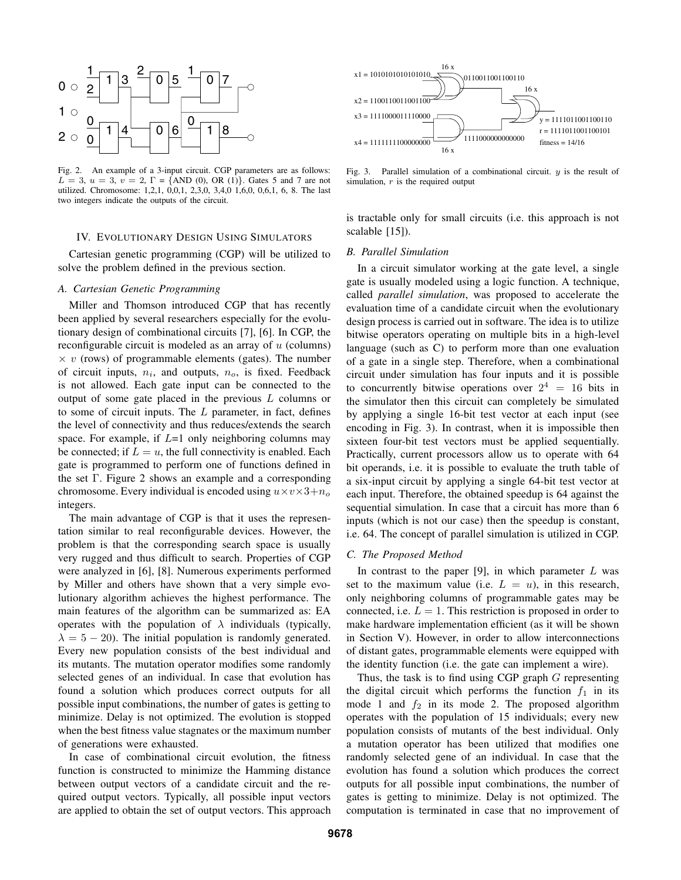Fig. 2. An example of a 3-input circuit. CGP parameters are as follows: $L = 3$, $u = 3$, $v = 2$, $\Gamma$ = {AND (0), OR (1)}. Gates 5 and 7 are not utilized. Chromosome: 1,2,1, 0,0,1, 2,3,0, 3,4,0 1,6,0, 0,6,1, 6, 8. The last two integers indicate the outputs of the circuit.

Fig. 3. Parallel simulation of a combinational circuit. $y$ is the result of simulation, $r$ is the required output

## IV. Evolutionary Design Using Simulators

Cartesian genetic programming (CGP) will be utilized to solve the problem defined in the previous section.

### A. Cartesian Genetic Programming

Miller and Thomson introduced CGP that has recently been applied by several researchers especially for the evolutionary design of combinational circuits [7], [6]. In CGP, the reconfigurable circuit is modeled as an array of $u$ (columns) $\times$ $v$ (rows) of programmable elements (gates). The number of circuit inputs, $n_i$, and outputs, $n_o$, is fixed. Feedback is not allowed. Each gate input can be connected to the output of some gate placed in the previous $L$ columns or to some of circuit inputs. The $L$ parameter, in fact, defines the level of connectivity and thus reduces/extends the search space. For example, if $L$=1 only neighboring columns may be connected; if $L = u$, the full connectivity is enabled. Each gate is programmed to perform one of functions defined in the set $\Gamma$. Figure 2 shows an example and a corresponding chromosome. Every individual is encoded using $u \times v \times 3 + n_o$ integers.

The main advantage of CGP is that it uses the representation similar to real reconfigurable devices. However, the problem is that the corresponding search space is usually very rugged and thus difficult to search. Properties of CGP were analyzed in [6], [8]. Numerous experiments performed by Miller and others have shown that a very simple evolutionary algorithm achieves the highest performance. The main features of the algorithm can be summarized as: EA operates with the population of $\lambda$ individuals (typically, $\lambda = 5 - 20$). The initial population is randomly generated. Every new population consists of the best individual and its mutants. The mutation operator modifies some randomly selected genes of an individual. In case that evolution has found a solution which produces correct outputs for all possible input combinations, the number of gates is getting to minimize. Delay is not optimized. The evolution is stopped when the best fitness value stagnates or the maximum number of generations were exhausted.

In case of combinational circuit evolution, the fitness function is constructed to minimize the Hamming distance between output vectors of a candidate circuit and the required output vectors. Typically, all possible input vectors are applied to obtain the set of output vectors. This approach is tractable only for small circuits (i.e. this approach is not scalable [15]).

### B. Parallel Simulation

In a circuit simulator working at the gate level, a single gate is usually modeled using a logic function. A technique, called *parallel simulation*, was proposed to accelerate the evaluation time of a candidate circuit when the evolutionary design process is carried out in software. The idea is to utilize bitwise operators operating on multiple bits in a high-level language (such as C) to perform more than one evaluation of a gate in a single step. Therefore, when a combinational circuit under simulation has four inputs and it is possible to concurrently bitwise operations over $2^4 = 16$ bits in the simulator then this circuit can completely be simulated by applying a single 16-bit test vector at each input (see encoding in Fig. 3). In contrast, when it is impossible then sixteen four-bit test vectors must be applied sequentially. Practically, current processors allow us to operate with 64 bit operands, i.e. it is possible to evaluate the truth table of a six-input circuit by applying a single 64-bit test vector at each input. Therefore, the obtained speedup is 64 against the sequential simulation. In case that a circuit has more than 6 inputs (which is not our case) then the speedup is constant, i.e. 64. The concept of parallel simulation is utilized in CGP.

### C. The Proposed Method

In contrast to the paper [9], in which parameter $L$ was set to the maximum value (i.e. $L = u$), in this research, only neighboring columns of programmable gates may be connected, i.e. $L = 1$. This restriction is proposed in order to make hardware implementation efficient (as it will be shown in Section V). However, in order to allow interconnections of distant gates, programmable elements were equipped with the identity function (i.e. the gate can implement a wire).

Thus, the task is to find using CGP graph $G$ representing the digital circuit which performs the function $f_1$ in its mode 1 and $f_2$ in its mode 2. The proposed algorithm operates with the population of 15 individuals; every new population consists of mutants of the best individual. Only a mutation operator has been utilized that modifies one randomly selected gene of an individual. In case that the evolution has found a solution which produces the correct outputs for all possible input combinations, the number of gates is getting to minimize. Delay is not optimized. The computation is terminated in case that no improvement of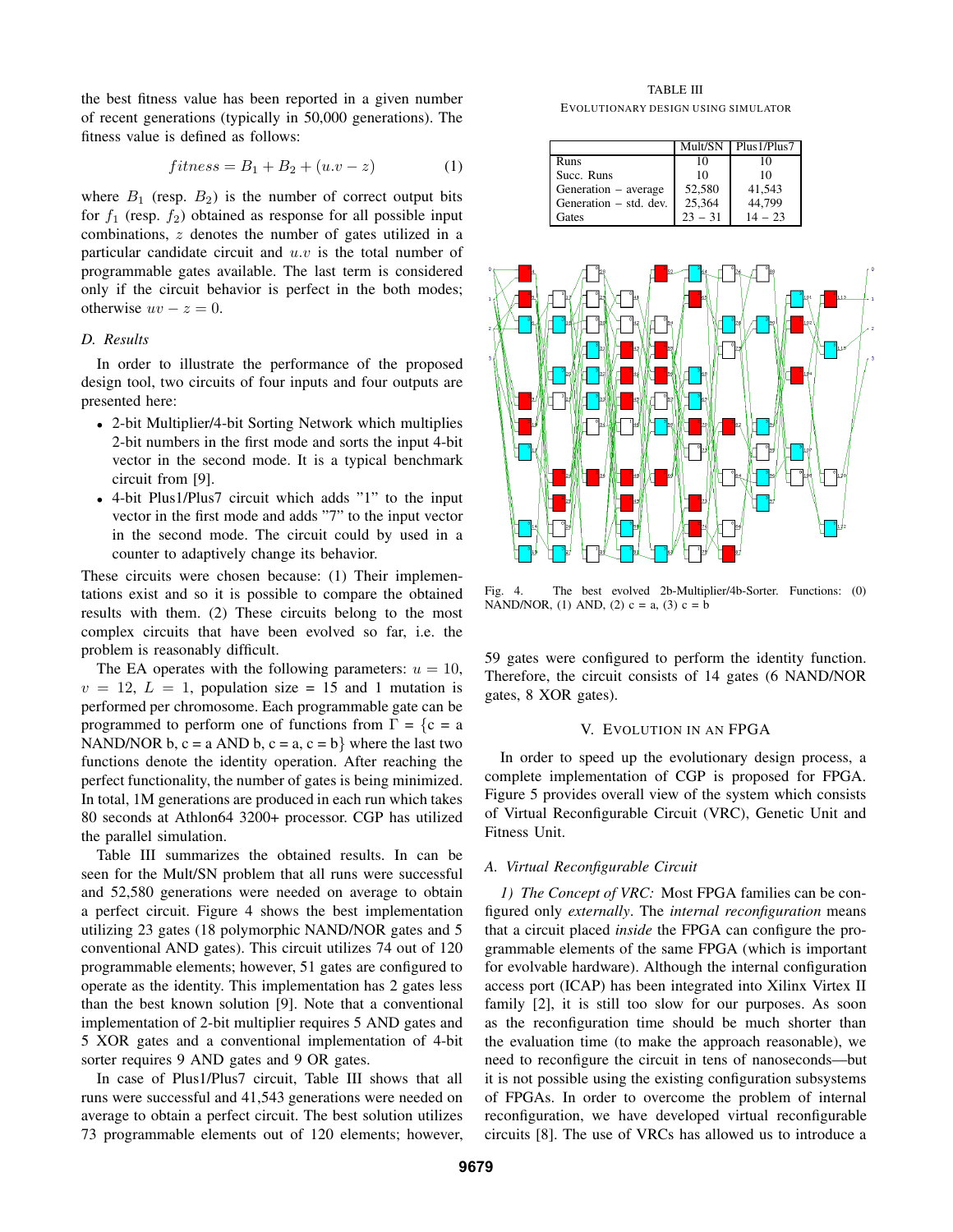the best fitness value has been reported in a given number of recent generations (typically in 50,000 generations). The fitness value is defined as follows:

$$fitness = B_1 + B_2 + (u.v - z) \quad (1)$$

where $B_1$ (resp. $B_2$) is the number of correct output bits for $f_1$ (resp. $f_2$) obtained as response for all possible input combinations, $z$ denotes the number of gates utilized in a particular candidate circuit and $u.v$ is the total number of programmable gates available. The last term is considered only if the circuit behavior is perfect in the both modes; otherwise $uv - z = 0$.

### D. Results

In order to illustrate the performance of the proposed design tool, two circuits of four inputs and four outputs are presented here:

- 2-bit Multiplier/4-bit Sorting Network which multiplies 2-bit numbers in the first mode and sorts the input 4-bit vector in the second mode. It is a typical benchmark circuit from [9].
- 4-bit Plus1/Plus7 circuit which adds "1" to the input vector in the first mode and adds "7" to the input vector in the second mode. The circuit could by used in a counter to adaptively change its behavior.

These circuits were chosen because: (1) Their implementations exist and so it is possible to compare the obtained results with them. (2) These circuits belong to the most complex circuits that have been evolved so far, i.e. the problem is reasonably difficult.

The EA operates with the following parameters: $u = 10$, $v = 12$, $L = 1$, population size = 15 and 1 mutation is performed per chromosome. Each programmable gate can be programmed to perform one of functions from $\Gamma$ = {c = a NAND/NOR b, c = a AND b, c = a, c = b} where the last two functions denote the identity operation. After reaching the perfect functionality, the number of gates is being minimized. In total, 1M generations are produced in each run which takes 80 seconds at Athlon64 3200+ processor. CGP has utilized the parallel simulation.

Table III summarizes the obtained results. In can be seen for the Mult/SN problem that all runs were successful and 52,580 generations were needed on average to obtain a perfect circuit. Figure 4 shows the best implementation utilizing 23 gates (18 polymorphic NAND/NOR gates and 5 conventional AND gates). This circuit utilizes 74 out of 120 programmable elements; however, 51 gates are configured to operate as the identity. This implementation has 2 gates less than the best known solution [9]. Note that a conventional implementation of 2-bit multiplier requires 5 AND gates and 5 XOR gates and a conventional implementation of 4-bit sorter requires 9 AND gates and 9 OR gates.

In case of Plus1/Plus7 circuit, Table III shows that all runs were successful and 41,543 generations were needed on average to obtain a perfect circuit. The best solution utilizes 73 programmable elements out of 120 elements; however, 59 gates were configured to perform the identity function. Therefore, the circuit consists of 14 gates (6 NAND/NOR gates, 8 XOR gates).

TABLE III

EVOLUTIONARY DESIGN USING SIMULATOR

| | Mult/SN | Plus1/Plus7 |
|---|---|---|
| Runs | 10 | 10 |
| Succ. Runs | 10 | 10 |
| Generation – average | 52,580 | 41,543 |
| Generation – std. dev. | 25,364 | 44,799 |
| Gates | 23 – 31 | 14 – 23 |

Fig. 4. The best evolved 2b-Multiplier/4b-Sorter. Functions: (0) NAND/NOR, (1) AND, (2) c = a, (3) c = b

## V. Evolution in an FPGA

In order to speed up the evolutionary design process, a complete implementation of CGP is proposed for FPGA. Figure 5 provides overall view of the system which consists of Virtual Reconfigurable Circuit (VRC), Genetic Unit and Fitness Unit.

### A. Virtual Reconfigurable Circuit

*1) The Concept of VRC:* Most FPGA families can be configured only *externally*. The *internal reconfiguration* means that a circuit placed *inside* the FPGA can configure the programmable elements of the same FPGA (which is important for evolvable hardware). Although the internal configuration access port (ICAP) has been integrated into Xilinx Virtex II family [2], it is still too slow for our purposes. As soon as the reconfiguration time should be much shorter than the evaluation time (to make the approach reasonable), we need to reconfigure the circuit in tens of nanoseconds—but it is not possible using the existing configuration subsystems of FPGAs. In order to overcome the problem of internal reconfiguration, we have developed virtual reconfigurable circuits [8]. The use of VRCs has allowed us to introduce a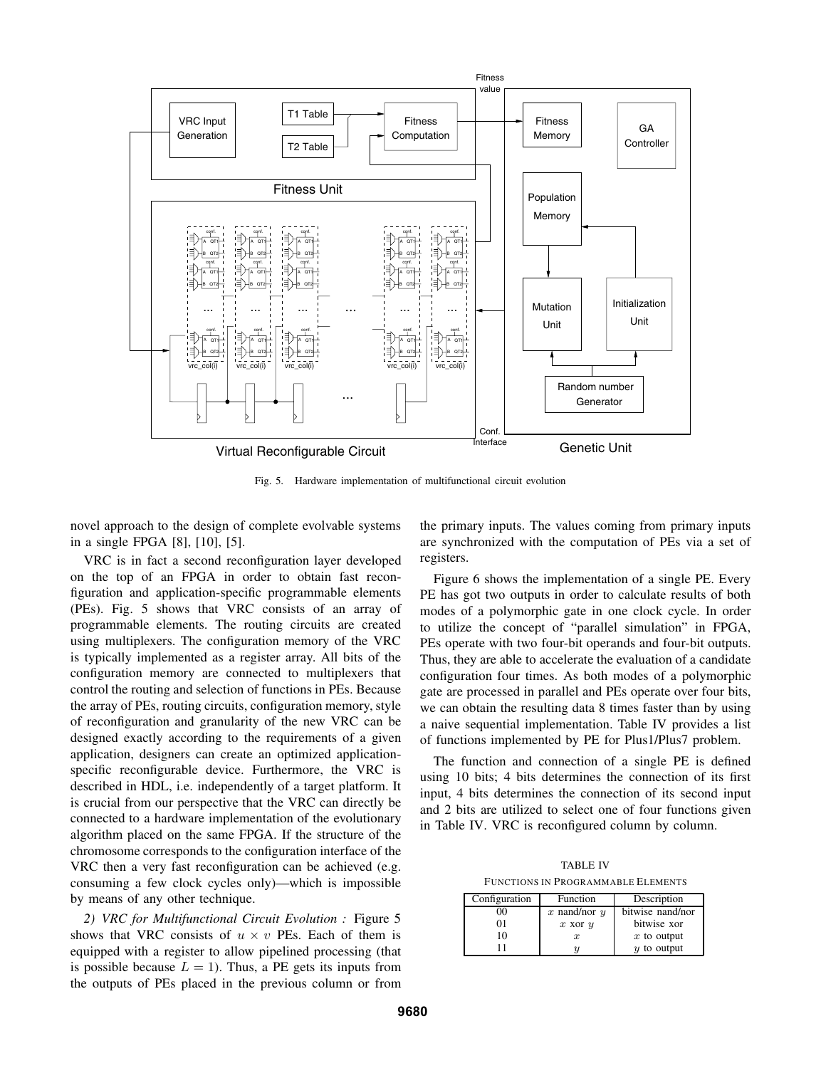Fig. 5. Hardware implementation of multifunctional circuit evolution

novel approach to the design of complete evolvable systems in a single FPGA [8], [10], [5].

VRC is in fact a second reconfiguration layer developed on the top of an FPGA in order to obtain fast reconfiguration and application-specific programmable elements (PEs). Fig. 5 shows that VRC consists of an array of programmable elements. The routing circuits are created using multiplexers. The configuration memory of the VRC is typically implemented as a register array. All bits of the configuration memory are connected to multiplexers that control the routing and selection of functions in PEs. Because the array of PEs, routing circuits, configuration memory, style of reconfiguration and granularity of the new VRC can be designed exactly according to the requirements of a given application, designers can create an optimized application-specific reconfigurable device. Furthermore, the VRC is described in HDL, i.e. independently of a target platform. It is crucial from our perspective that the VRC can directly be connected to a hardware implementation of the evolutionary algorithm placed on the same FPGA. If the structure of the chromosome corresponds to the configuration interface of the VRC then a very fast reconfiguration can be achieved (e.g. consuming a few clock cycles only)—which is impossible by means of any other technique.

*2) VRC for Multifunctional Circuit Evolution :* Figure 5 shows that VRC consists of $u \times v$ PEs. Each of them is equipped with a register to allow pipelined processing (that is possible because $L = 1$). Thus, a PE gets its inputs from the outputs of PEs placed in the previous column or from the primary inputs. The values coming from primary inputs are synchronized with the computation of PEs via a set of registers.

Figure 6 shows the implementation of a single PE. Every PE has got two outputs in order to calculate results of both modes of a polymorphic gate in one clock cycle. In order to utilize the concept of "parallel simulation" in FPGA, PEs operate with two four-bit operands and four-bit outputs. Thus, they are able to accelerate the evaluation of a candidate configuration four times. As both modes of a polymorphic gate are processed in parallel and PEs operate over four bits, we can obtain the resulting data 8 times faster than by using a naive sequential implementation. Table IV provides a list of functions implemented by PE for Plus1/Plus7 problem.

The function and connection of a single PE is defined using 10 bits; 4 bits determines the connection of its first input, 4 bits determines the connection of its second input and 2 bits are utilized to select one of four functions given in Table IV. VRC is reconfigured column by column.

TABLE IV
FUNCTIONS IN PROGRAMMABLE ELEMENTS

| Configuration | Function | Description |
|---|---|---|
| 00 | $x$ nand/nor $y$ | bitwise nand/nor |
| 01 | $x$ xor $y$ | bitwise xor |
| 10 | $x$ | $x$ to output |
| 11 | $y$ | $y$ to output |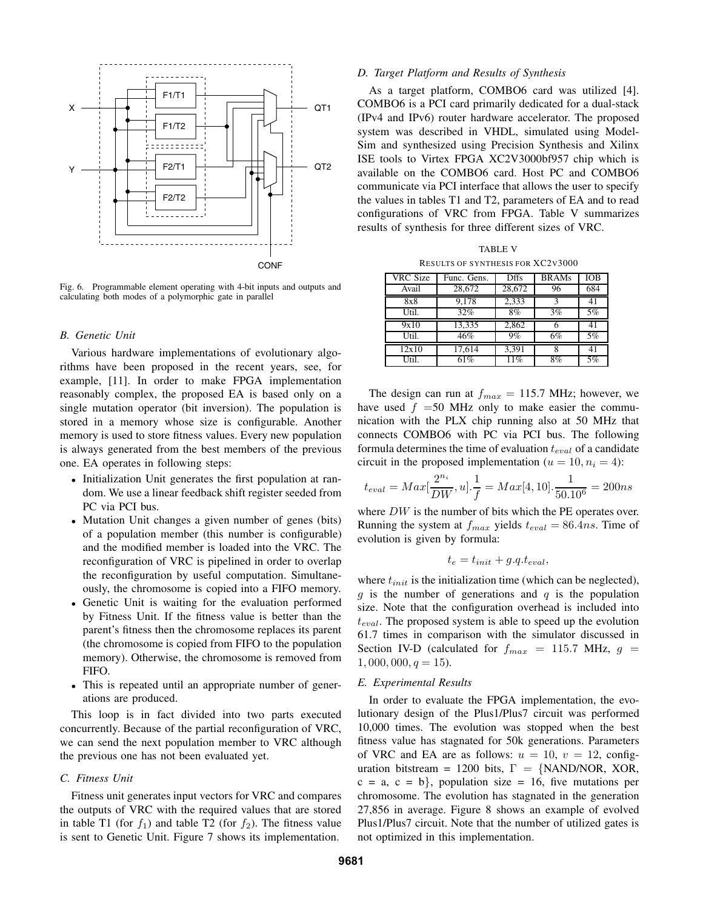Fig. 6. Programmable element operating with 4-bit inputs and outputs and calculating both modes of a polymorphic gate in parallel

### B. Genetic Unit

Various hardware implementations of evolutionary algorithms have been proposed in the recent years, see, for example, [11]. In order to make FPGA implementation reasonably complex, the proposed EA is based only on a single mutation operator (bit inversion). The population is stored in a memory whose size is configurable. Another memory is used to store fitness values. Every new population is always generated from the best members of the previous one. EA operates in following steps:

- Initialization Unit generates the first population at random. We use a linear feedback shift register seeded from PC via PCI bus.
- Mutation Unit changes a given number of genes (bits) of a population member (this number is configurable) and the modified member is loaded into the VRC. The reconfiguration of VRC is pipelined in order to overlap the reconfiguration by useful computation. Simultaneously, the chromosome is copied into a FIFO memory.
- Genetic Unit is waiting for the evaluation performed by Fitness Unit. If the fitness value is better than the parent's fitness then the chromosome replaces its parent (the chromosome is copied from FIFO to the population memory). Otherwise, the chromosome is removed from FIFO.
- This is repeated until an appropriate number of generations are produced.

This loop is in fact divided into two parts executed concurrently. Because of the partial reconfiguration of VRC, we can send the next population member to VRC although the previous one has not been evaluated yet.

### C. Fitness Unit

Fitness unit generates input vectors for VRC and compares the outputs of VRC with the required values that are stored in table T1 (for $f_1$) and table T2 (for $f_2$). The fitness value is sent to Genetic Unit. Figure 7 shows its implementation.

### D. Target Platform and Results of Synthesis

As a target platform, COMBO6 card was utilized [4]. COMBO6 is a PCI card primarily dedicated for a dual-stack (IPv4 and IPv6) router hardware accelerator. The proposed system was described in VHDL, simulated using ModelSim and synthesized using Precision Synthesis and Xilinx ISE tools to Virtex FPGA XC2V3000bf957 chip which is available on the COMBO6 card. Host PC and COMBO6 communicate via PCI interface that allows the user to specify the values in tables T1 and T2, parameters of EA and to read configurations of VRC from FPGA. Table V summarizes results of synthesis for three different sizes of VRC.

TABLE V
RESULTS OF SYNTHESIS FOR XC2V3000

| VRC Size | Func. Gens. | Dffs | BRAMs | IOB |
|---|---|---|---|---|
| Avail | 28,672 | 28,672 | 96 | 684 |
| 8x8 | 9,178 | 2,333 | 3 | 41 |
| Util. | 32% | 8% | 3% | 5% |
| 9x10 | 13,335 | 2,862 | 6 | 41 |
| Util. | 46% | 9% | 6% | 5% |
| 12x10 | 17,614 | 3,391 | 8 | 41 |
| Util. | 61% | 11% | 8% | 5% |

The design can run at $f_{max} = 115.7$ MHz; however, we have used $f = 50$ MHz only to make easier the communication with the PLX chip running also at 50 MHz that connects COMBO6 with PC via PCI bus. The following formula determines the time of evaluation $t_{eval}$ of a candidate circuit in the proposed implementation ($u = 10, n_i = 4$):

$$t_{eval} = Max[\frac{2^{n_i}}{DW}, u].\frac{1}{f} = Max[4, 10].\frac{1}{50.10^6} = 200ns$$

where $DW$ is the number of bits which the PE operates over. Running the system at $f_{max}$ yields $t_{eval} = 86.4ns$. Time of evolution is given by formula:

$$t_e = t_{init} + g.q.t_{eval},$$

where $t_{init}$ is the initialization time (which can be neglected), $g$ is the number of generations and $q$ is the population size. Note that the configuration overhead is included into $t_{eval}$. The proposed system is able to speed up the evolution 61.7 times in comparison with the simulator discussed in Section IV-D (calculated for $f_{max} = 115.7$ MHz, $g = 1,000,000, q = 15$).

### E. Experimental Results

In order to evaluate the FPGA implementation, the evolutionary design of the Plus1/Plus7 circuit was performed 10,000 times. The evolution was stopped when the best fitness value has stagnated for 50k generations. Parameters of VRC and EA are as follows: $u = 10$, $v = 12$, configuration bitstream = 1200 bits, $\Gamma = \{$NAND/NOR, XOR, c = a, c = b$\}$, population size = 16, five mutations per chromosome. The evolution has stagnated in the generation 27,856 in average. Figure 8 shows an example of evolved Plus1/Plus7 circuit. Note that the number of utilized gates is not optimized in this implementation.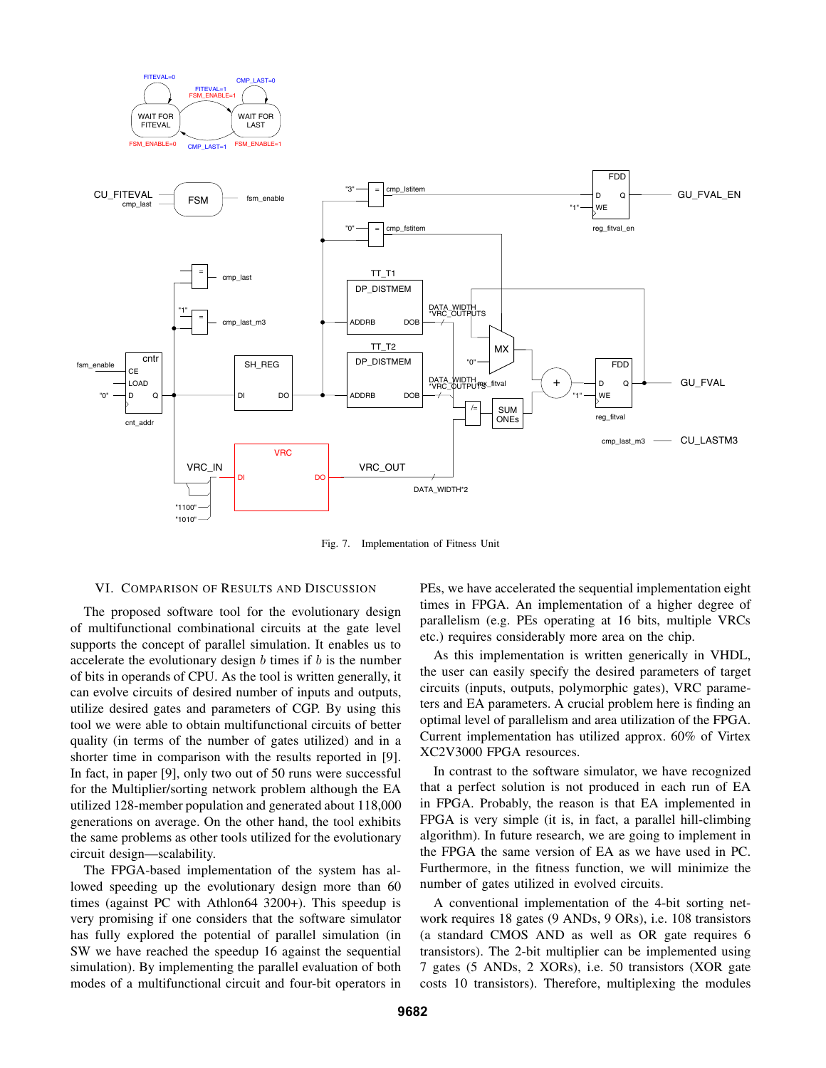Fig. 7. Implementation of Fitness Unit

## VI. Comparison of Results and Discussion

The proposed software tool for the evolutionary design of multifunctional combinational circuits at the gate level supports the concept of parallel simulation. It enables us to accelerate the evolutionary design $b$ times if $b$ is the number of bits in operands of CPU. As the tool is written generally, it can evolve circuits of desired number of inputs and outputs, utilize desired gates and parameters of CGP. By using this tool we were able to obtain multifunctional circuits of better quality (in terms of the number of gates utilized) and in a shorter time in comparison with the results reported in [9]. In fact, in paper [9], only two out of 50 runs were successful for the Multiplier/sorting network problem although the EA utilized 128-member population and generated about 118,000 generations on average. On the other hand, the tool exhibits the same problems as other tools utilized for the evolutionary circuit design—scalability.

The FPGA-based implementation of the system has allowed speeding up the evolutionary design more than 60 times (against PC with Athlon64 3200+). This speedup is very promising if one considers that the software simulator has fully explored the potential of parallel simulation (in SW we have reached the speedup 16 against the sequential simulation). By implementing the parallel evaluation of both modes of a multifunctional circuit and four-bit operators in PEs, we have accelerated the sequential implementation eight times in FPGA. An implementation of a higher degree of parallelism (e.g. PEs operating at 16 bits, multiple VRCs etc.) requires considerably more area on the chip.

As this implementation is written generically in VHDL, the user can easily specify the desired parameters of target circuits (inputs, outputs, polymorphic gates), VRC parameters and EA parameters. A crucial problem here is finding an optimal level of parallelism and area utilization of the FPGA. Current implementation has utilized approx. 60% of Virtex XC2V3000 FPGA resources.

In contrast to the software simulator, we have recognized that a perfect solution is not produced in each run of EA in FPGA. Probably, the reason is that EA implemented in FPGA is very simple (it is, in fact, a parallel hill-climbing algorithm). In future research, we are going to implement in the FPGA the same version of EA as we have used in PC. Furthermore, in the fitness function, we will minimize the number of gates utilized in evolved circuits.

A conventional implementation of the 4-bit sorting network requires 18 gates (9 ANDs, 9 ORs), i.e. 108 transistors (a standard CMOS AND as well as OR gate requires 6 transistors). The 2-bit multiplier can be implemented using 7 gates (5 ANDs, 2 XORs), i.e. 50 transistors (XOR gate costs 10 transistors). Therefore, multiplexing the modules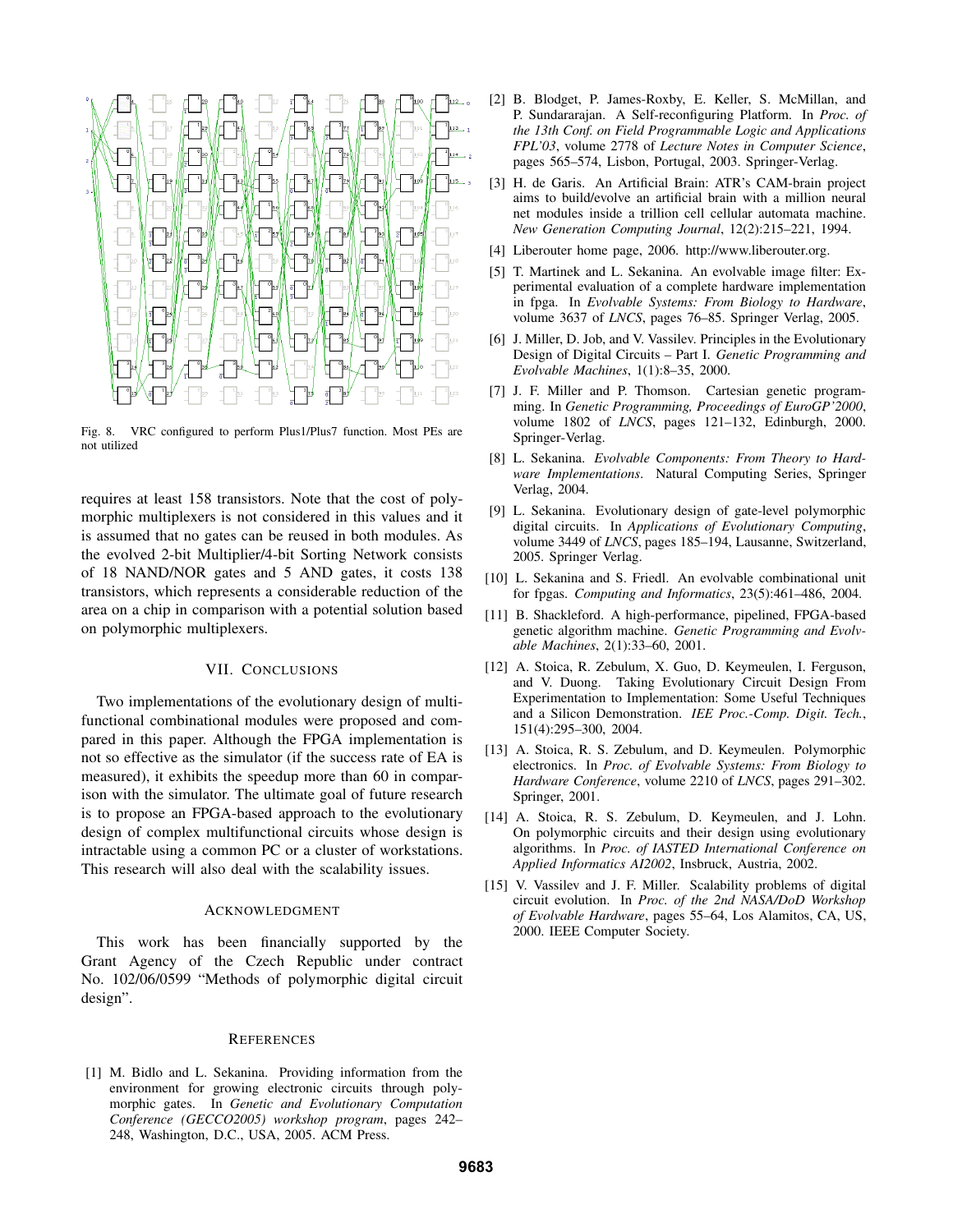Fig. 8. VRC configured to perform Plus1/Plus7 function. Most PEs are not utilized

requires at least 158 transistors. Note that the cost of polymorphic multiplexers is not considered in this values and it is assumed that no gates can be reused in both modules. As the evolved 2-bit Multiplier/4-bit Sorting Network consists of 18 NAND/NOR gates and 5 AND gates, it costs 138 transistors, which represents a considerable reduction of the area on a chip in comparison with a potential solution based on polymorphic multiplexers.

## VII. Conclusions

Two implementations of the evolutionary design of multifunctional combinational modules were proposed and compared in this paper. Although the FPGA implementation is not so effective as the simulator (if the success rate of EA is measured), it exhibits the speedup more than 60 in comparison with the simulator. The ultimate goal of future research is to propose an FPGA-based approach to the evolutionary design of complex multifunctional circuits whose design is intractable using a common PC or a cluster of workstations. This research will also deal with the scalability issues.

## Acknowledgment

This work has been financially supported by the Grant Agency of the Czech Republic under contract No. 102/06/0599 "Methods of polymorphic digital circuit design".

## References

[1] M. Bidlo and L. Sekanina. Providing information from the environment for growing electronic circuits through polymorphic gates. In *Genetic and Evolutionary Computation Conference (GECCO2005) workshop program*, pages 242–248, Washington, D.C., USA, 2005. ACM Press.

[2] B. Blodget, P. James-Roxby, E. Keller, S. McMillan, and P. Sundararajan. A Self-reconfiguring Platform. In *Proc. of the 13th Conf. on Field Programmable Logic and Applications FPL'03*, volume 2778 of *Lecture Notes in Computer Science*, pages 565–574, Lisbon, Portugal, 2003. Springer-Verlag.

[3] H. de Garis. An Artificial Brain: ATR's CAM-brain project aims to build/evolve an artificial brain with a million neural net modules inside a trillion cell cellular automata machine. *New Generation Computing Journal*, 12(2):215–221, 1994.

[4] Liberouter home page, 2006. http://www.liberouter.org.

[5] T. Martinek and L. Sekanina. An evolvable image filter: Experimental evaluation of a complete hardware implementation in fpga. In *Evolvable Systems: From Biology to Hardware*, volume 3637 of *LNCS*, pages 76–85. Springer Verlag, 2005.

[6] J. Miller, D. Job, and V. Vassilev. Principles in the Evolutionary Design of Digital Circuits – Part I. *Genetic Programming and Evolvable Machines*, 1(1):8–35, 2000.

[7] J. F. Miller and P. Thomson. Cartesian genetic programming. In *Genetic Programming, Proceedings of EuroGP'2000*, volume 1802 of *LNCS*, pages 121–132, Edinburgh, 2000. Springer-Verlag.

[8] L. Sekanina. *Evolvable Components: From Theory to Hardware Implementations*. Natural Computing Series, Springer Verlag, 2004.

[9] L. Sekanina. Evolutionary design of gate-level polymorphic digital circuits. In *Applications of Evolutionary Computing*, volume 3449 of *LNCS*, pages 185–194, Lausanne, Switzerland, 2005. Springer Verlag.

[10] L. Sekanina and S. Friedl. An evolvable combinational unit for fpgas. *Computing and Informatics*, 23(5):461–486, 2004.

[11] B. Shackleford. A high-performance, pipelined, FPGA-based genetic algorithm machine. *Genetic Programming and Evolvable Machines*, 2(1):33–60, 2001.

[12] A. Stoica, R. Zebulum, X. Guo, D. Keymeulen, I. Ferguson, and V. Duong. Taking Evolutionary Circuit Design From Experimentation to Implementation: Some Useful Techniques and a Silicon Demonstration. *IEE Proc.-Comp. Digit. Tech.*, 151(4):295–300, 2004.

[13] A. Stoica, R. S. Zebulum, and D. Keymeulen. Polymorphic electronics. In *Proc. of Evolvable Systems: From Biology to Hardware Conference*, volume 2210 of *LNCS*, pages 291–302. Springer, 2001.

[14] A. Stoica, R. S. Zebulum, D. Keymeulen, and J. Lohn. On polymorphic circuits and their design using evolutionary algorithms. In *Proc. of IASTED International Conference on Applied Informatics AI2002*, Insbruck, Austria, 2002.

[15] V. Vassilev and J. F. Miller. Scalability problems of digital circuit evolution. In *Proc. of the 2nd NASA/DoD Workshop of Evolvable Hardware*, pages 55–64, Los Alamitos, CA, US, 2000. IEEE Computer Society.